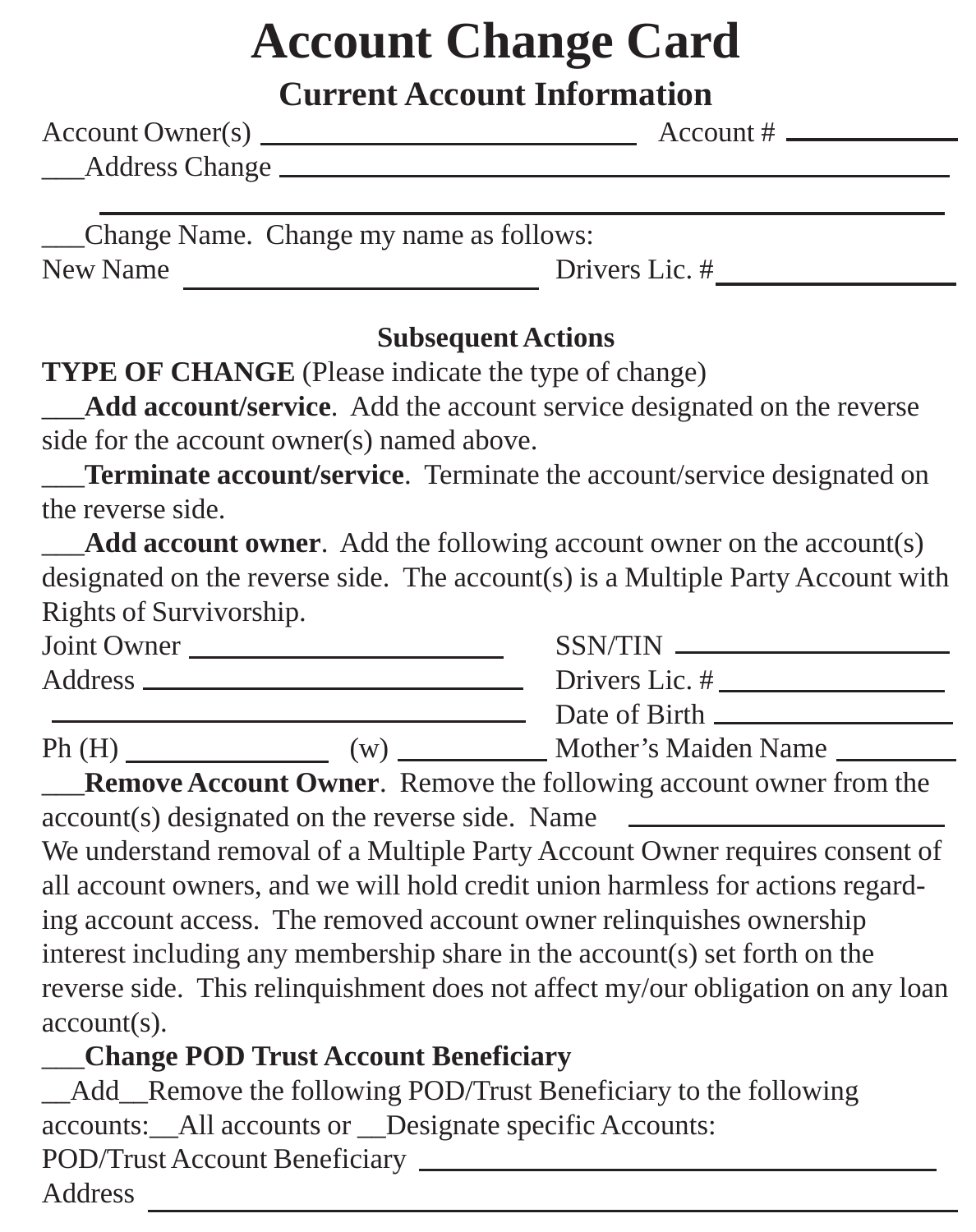# Account Change Card

## Current Account Information

Account Owner(s) ______________________________ Account # ______________

___Address Change ______________________________________________________

________________________________________________________________________

___Change Name. Change my name as follows:

New Name ______________________________ Drivers Lic. # __________________

### Subsequent Actions

**TYPE OF CHANGE** (Please indicate the type of change)

___**Add account/service**. Add the account service designated on the reverse side for the account owner(s) named above.

___**Terminate account/service**. Terminate the account/service designated on the reverse side.

___**Add account owner**. Add the following account owner on the account(s) designated on the reverse side. The account(s) is a Multiple Party Account with Rights of Survivorship.

Joint Owner _________________________ SSN/TIN ______________________

Address ______________________________ Drivers Lic. # __________________

______________________________________ Date of Birth ____________________

Ph (H) _______________ (w) ____________ Mother's Maiden Name __________

___**Remove Account Owner**. Remove the following account owner from the account(s) designated on the reverse side. Name _________________________

We understand removal of a Multiple Party Account Owner requires consent of all account owners, and we will hold credit union harmless for actions regarding account access. The removed account owner relinquishes ownership interest including any membership share in the account(s) set forth on the reverse side. This relinquishment does not affect my/our obligation on any loan account(s).

___**Change POD Trust Account Beneficiary**

__Add__Remove the following POD/Trust Beneficiary to the following accounts:__All accounts or __Designate specific Accounts:

POD/Trust Account Beneficiary ________________________________________

Address ________________________________________________________________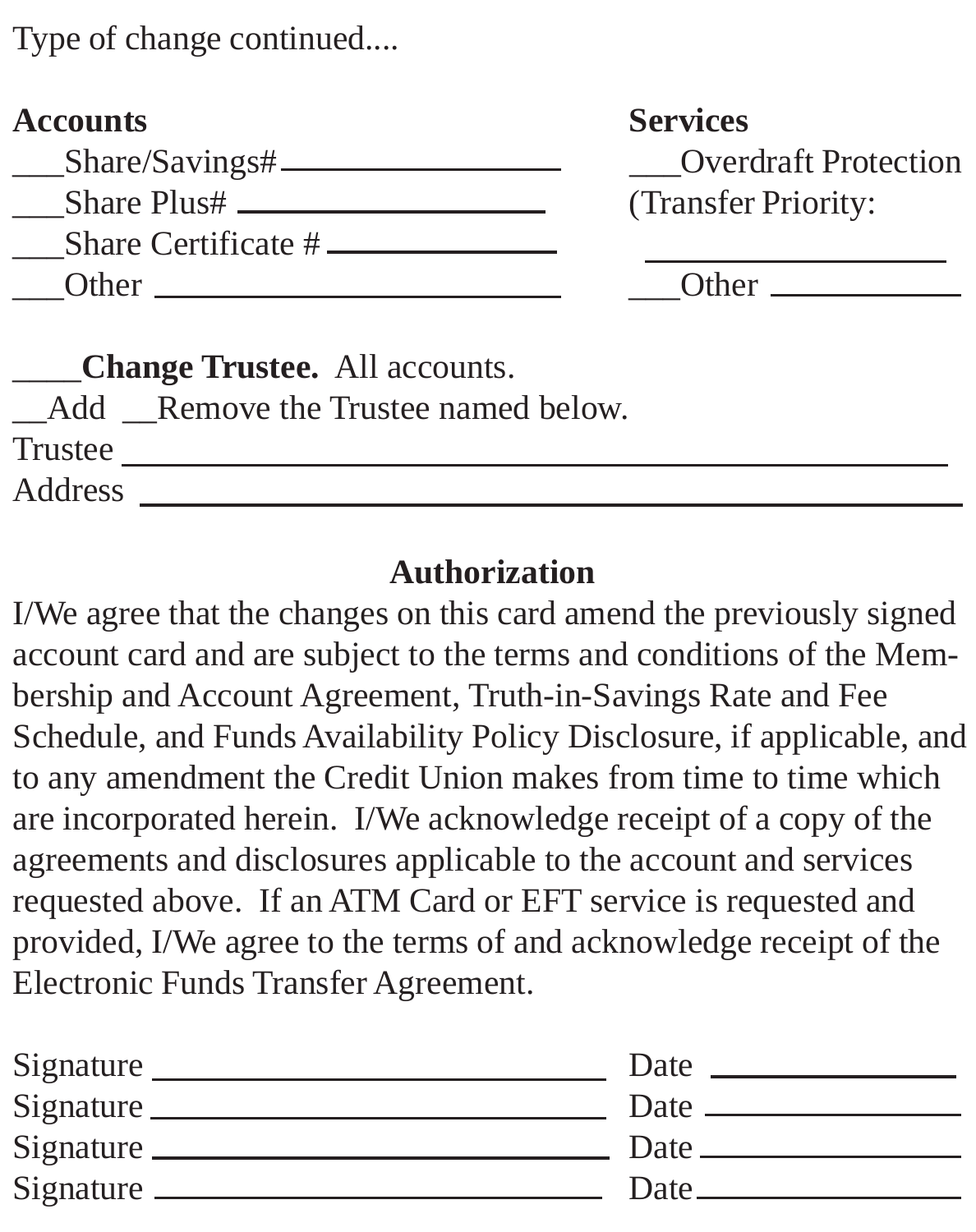Type of change continued....

**Accounts**

___Share/Savings# ____________________

___Share Plus# ____________________

___Share Certificate # ____________________

___Other ____________________

**Services**

___Overdraft Protection

(Transfer Priority:

____________________

___Other ____________________

____**Change Trustee.** All accounts.

__Add __Remove the Trustee named below.

Trustee ________________________________________

Address ________________________________________

## Authorization

I/We agree that the changes on this card amend the previously signed account card and are subject to the terms and conditions of the Membership and Account Agreement, Truth-in-Savings Rate and Fee Schedule, and Funds Availability Policy Disclosure, if applicable, and to any amendment the Credit Union makes from time to time which are incorporated herein. I/We acknowledge receipt of a copy of the agreements and disclosures applicable to the account and services requested above. If an ATM Card or EFT service is requested and provided, I/We agree to the terms of and acknowledge receipt of the Electronic Funds Transfer Agreement.

Signature ____________________ Date ____________

Signature ____________________ Date ____________

Signature ____________________ Date ____________

Signature ____________________ Date ____________